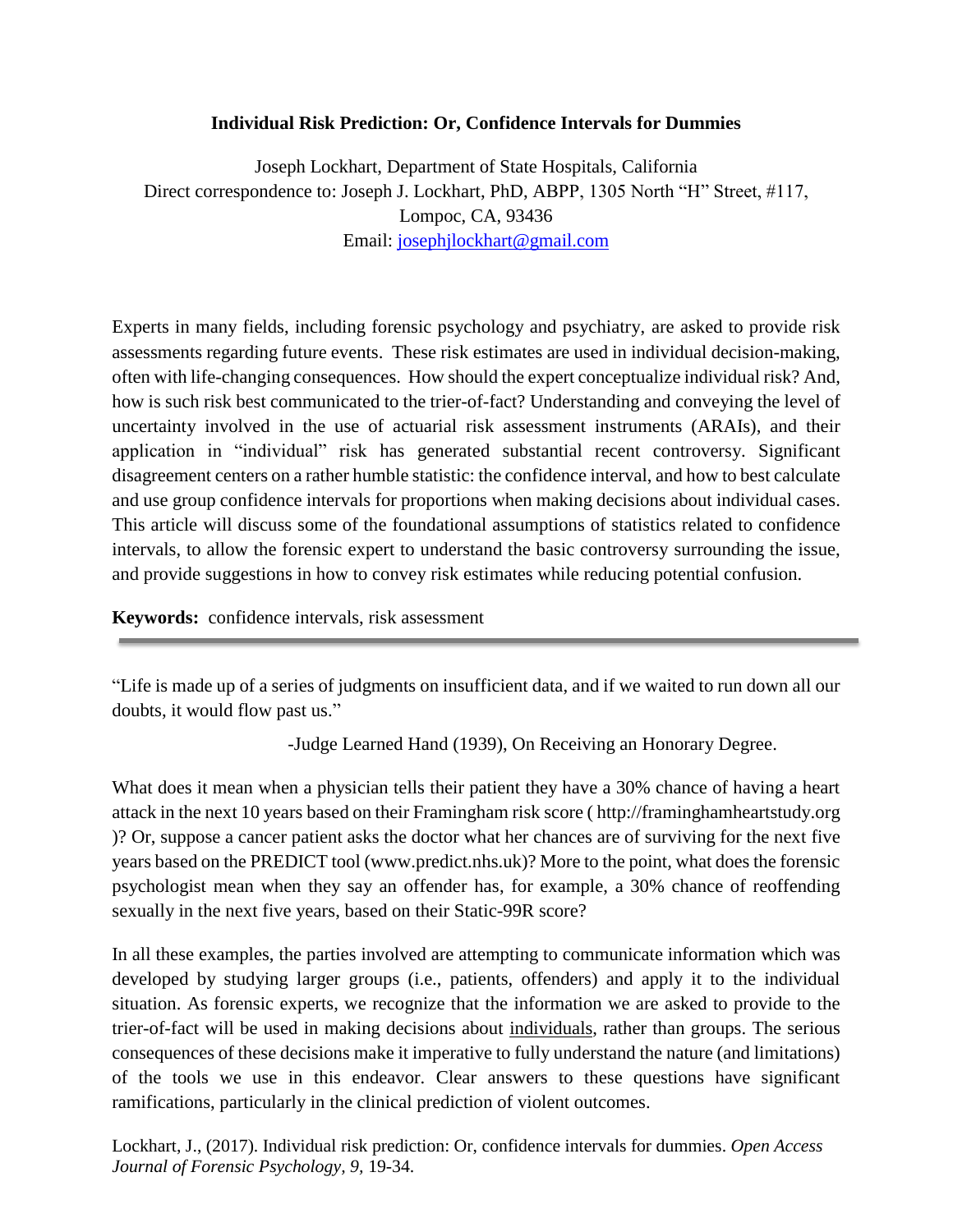# Individual Risk Prediction: Or, Confidence Intervals for Dummies

Joseph Lockhart, Department of State Hospitals, California

Direct correspondence to: Joseph J. Lockhart, PhD, ABPP, 1305 North "H" Street, #117, Lompoc, CA, 93436

Email: josephjlockhart@gmail.com

Experts in many fields, including forensic psychology and psychiatry, are asked to provide risk assessments regarding future events. These risk estimates are used in individual decision-making, often with life-changing consequences. How should the expert conceptualize individual risk? And, how is such risk best communicated to the trier-of-fact? Understanding and conveying the level of uncertainty involved in the use of actuarial risk assessment instruments (ARAIs), and their application in "individual" risk has generated substantial recent controversy. Significant disagreement centers on a rather humble statistic: the confidence interval, and how to best calculate and use group confidence intervals for proportions when making decisions about individual cases. This article will discuss some of the foundational assumptions of statistics related to confidence intervals, to allow the forensic expert to understand the basic controversy surrounding the issue, and provide suggestions in how to convey risk estimates while reducing potential confusion.

**Keywords:** confidence intervals, risk assessment

---

"Life is made up of a series of judgments on insufficient data, and if we waited to run down all our doubts, it would flow past us."

-Judge Learned Hand (1939), On Receiving an Honorary Degree.

What does it mean when a physician tells their patient they have a 30% chance of having a heart attack in the next 10 years based on their Framingham risk score ( http://framinghamheartstudy.org )? Or, suppose a cancer patient asks the doctor what her chances are of surviving for the next five years based on the PREDICT tool (www.predict.nhs.uk)? More to the point, what does the forensic psychologist mean when they say an offender has, for example, a 30% chance of reoffending sexually in the next five years, based on their Static-99R score?

In all these examples, the parties involved are attempting to communicate information which was developed by studying larger groups (i.e., patients, offenders) and apply it to the individual situation. As forensic experts, we recognize that the information we are asked to provide to the trier-of-fact will be used in making decisions about individuals, rather than groups. The serious consequences of these decisions make it imperative to fully understand the nature (and limitations) of the tools we use in this endeavor. Clear answers to these questions have significant ramifications, particularly in the clinical prediction of violent outcomes.

Lockhart, J., (2017). Individual risk prediction: Or, confidence intervals for dummies. *Open Access Journal of Forensic Psychology, 9,* 19-34.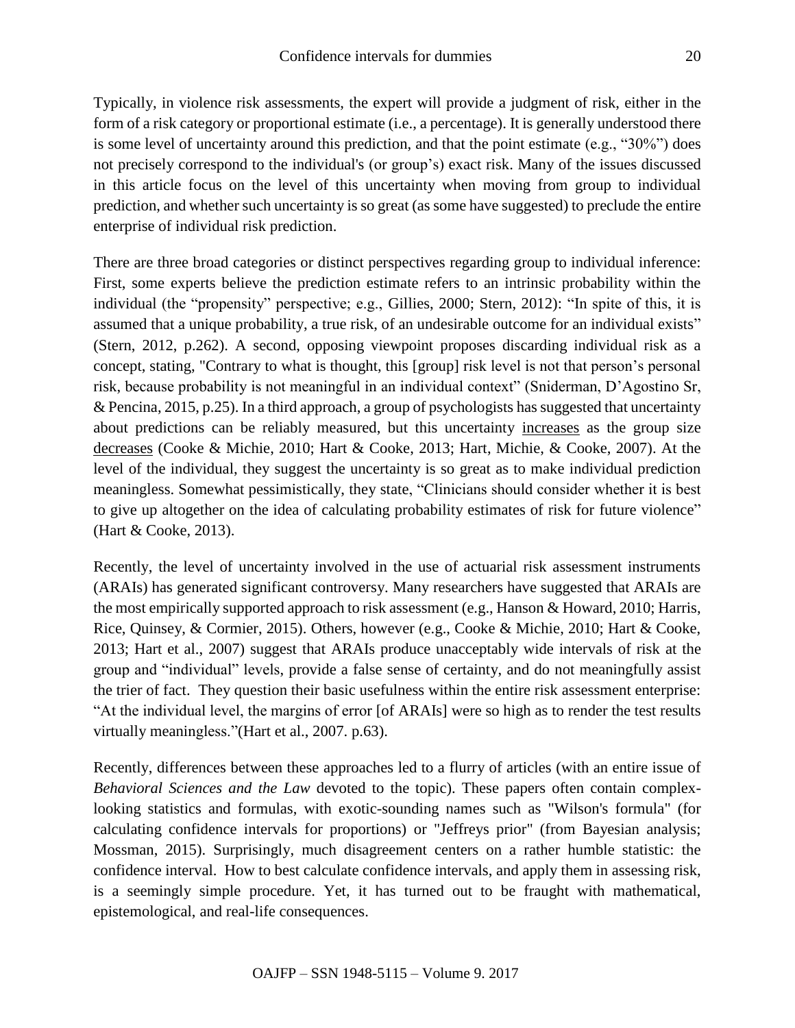Typically, in violence risk assessments, the expert will provide a judgment of risk, either in the form of a risk category or proportional estimate (i.e., a percentage). It is generally understood there is some level of uncertainty around this prediction, and that the point estimate (e.g., "30%") does not precisely correspond to the individual's (or group's) exact risk. Many of the issues discussed in this article focus on the level of this uncertainty when moving from group to individual prediction, and whether such uncertainty is so great (as some have suggested) to preclude the entire enterprise of individual risk prediction.

There are three broad categories or distinct perspectives regarding group to individual inference: First, some experts believe the prediction estimate refers to an intrinsic probability within the individual (the "propensity" perspective; e.g., Gillies, 2000; Stern, 2012): "In spite of this, it is assumed that a unique probability, a true risk, of an undesirable outcome for an individual exists" (Stern, 2012, p.262). A second, opposing viewpoint proposes discarding individual risk as a concept, stating, "Contrary to what is thought, this [group] risk level is not that person's personal risk, because probability is not meaningful in an individual context" (Sniderman, D'Agostino Sr, & Pencina, 2015, p.25). In a third approach, a group of psychologists has suggested that uncertainty about predictions can be reliably measured, but this uncertainty <u>increases</u> as the group size <u>decreases</u> (Cooke & Michie, 2010; Hart & Cooke, 2013; Hart, Michie, & Cooke, 2007). At the level of the individual, they suggest the uncertainty is so great as to make individual prediction meaningless. Somewhat pessimistically, they state, "Clinicians should consider whether it is best to give up altogether on the idea of calculating probability estimates of risk for future violence" (Hart & Cooke, 2013).

Recently, the level of uncertainty involved in the use of actuarial risk assessment instruments (ARAIs) has generated significant controversy. Many researchers have suggested that ARAIs are the most empirically supported approach to risk assessment (e.g., Hanson & Howard, 2010; Harris, Rice, Quinsey, & Cormier, 2015). Others, however (e.g., Cooke & Michie, 2010; Hart & Cooke, 2013; Hart et al., 2007) suggest that ARAIs produce unacceptably wide intervals of risk at the group and "individual" levels, provide a false sense of certainty, and do not meaningfully assist the trier of fact. They question their basic usefulness within the entire risk assessment enterprise: "At the individual level, the margins of error [of ARAIs] were so high as to render the test results virtually meaningless."(Hart et al., 2007. p.63).

Recently, differences between these approaches led to a flurry of articles (with an entire issue of *Behavioral Sciences and the Law* devoted to the topic). These papers often contain complex-looking statistics and formulas, with exotic-sounding names such as "Wilson's formula" (for calculating confidence intervals for proportions) or "Jeffreys prior" (from Bayesian analysis; Mossman, 2015). Surprisingly, much disagreement centers on a rather humble statistic: the confidence interval. How to best calculate confidence intervals, and apply them in assessing risk, is a seemingly simple procedure. Yet, it has turned out to be fraught with mathematical, epistemological, and real-life consequences.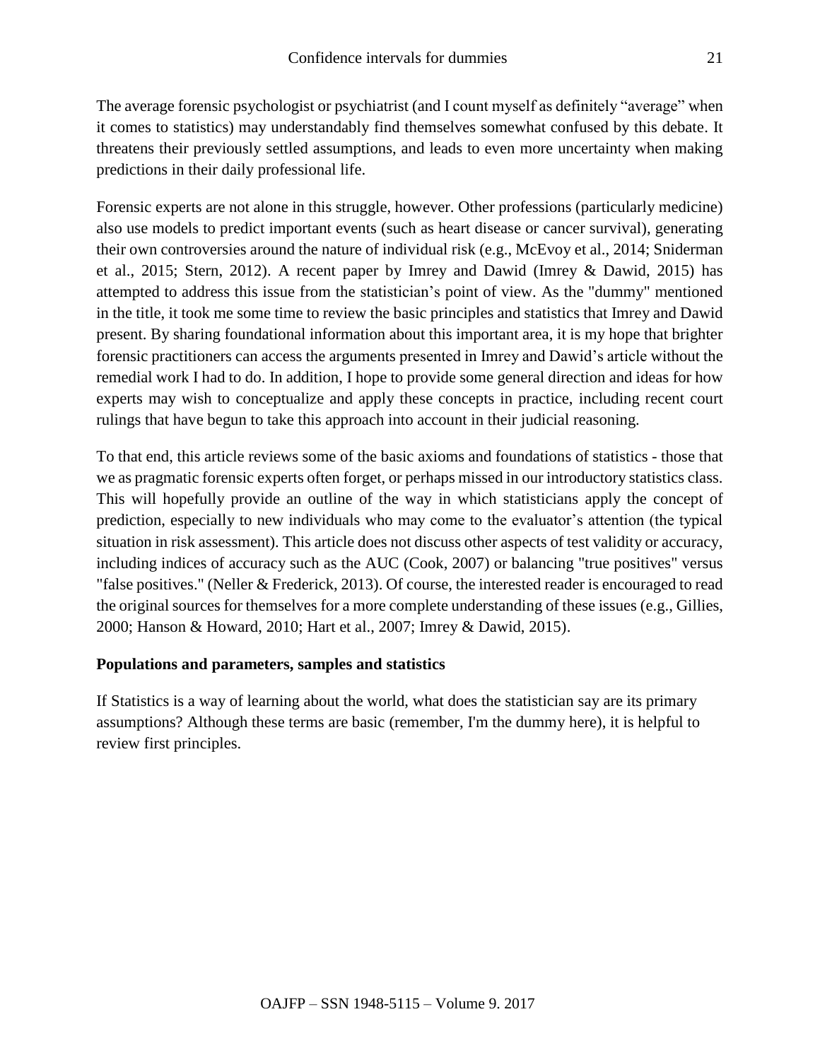The average forensic psychologist or psychiatrist (and I count myself as definitely "average" when it comes to statistics) may understandably find themselves somewhat confused by this debate. It threatens their previously settled assumptions, and leads to even more uncertainty when making predictions in their daily professional life.

Forensic experts are not alone in this struggle, however. Other professions (particularly medicine) also use models to predict important events (such as heart disease or cancer survival), generating their own controversies around the nature of individual risk (e.g., McEvoy et al., 2014; Sniderman et al., 2015; Stern, 2012). A recent paper by Imrey and Dawid (Imrey & Dawid, 2015) has attempted to address this issue from the statistician's point of view. As the "dummy" mentioned in the title, it took me some time to review the basic principles and statistics that Imrey and Dawid present. By sharing foundational information about this important area, it is my hope that brighter forensic practitioners can access the arguments presented in Imrey and Dawid's article without the remedial work I had to do. In addition, I hope to provide some general direction and ideas for how experts may wish to conceptualize and apply these concepts in practice, including recent court rulings that have begun to take this approach into account in their judicial reasoning.

To that end, this article reviews some of the basic axioms and foundations of statistics - those that we as pragmatic forensic experts often forget, or perhaps missed in our introductory statistics class. This will hopefully provide an outline of the way in which statisticians apply the concept of prediction, especially to new individuals who may come to the evaluator's attention (the typical situation in risk assessment). This article does not discuss other aspects of test validity or accuracy, including indices of accuracy such as the AUC (Cook, 2007) or balancing "true positives" versus "false positives." (Neller & Frederick, 2013). Of course, the interested reader is encouraged to read the original sources for themselves for a more complete understanding of these issues (e.g., Gillies, 2000; Hanson & Howard, 2010; Hart et al., 2007; Imrey & Dawid, 2015).

## Populations and parameters, samples and statistics

If Statistics is a way of learning about the world, what does the statistician say are its primary assumptions? Although these terms are basic (remember, I'm the dummy here), it is helpful to review first principles.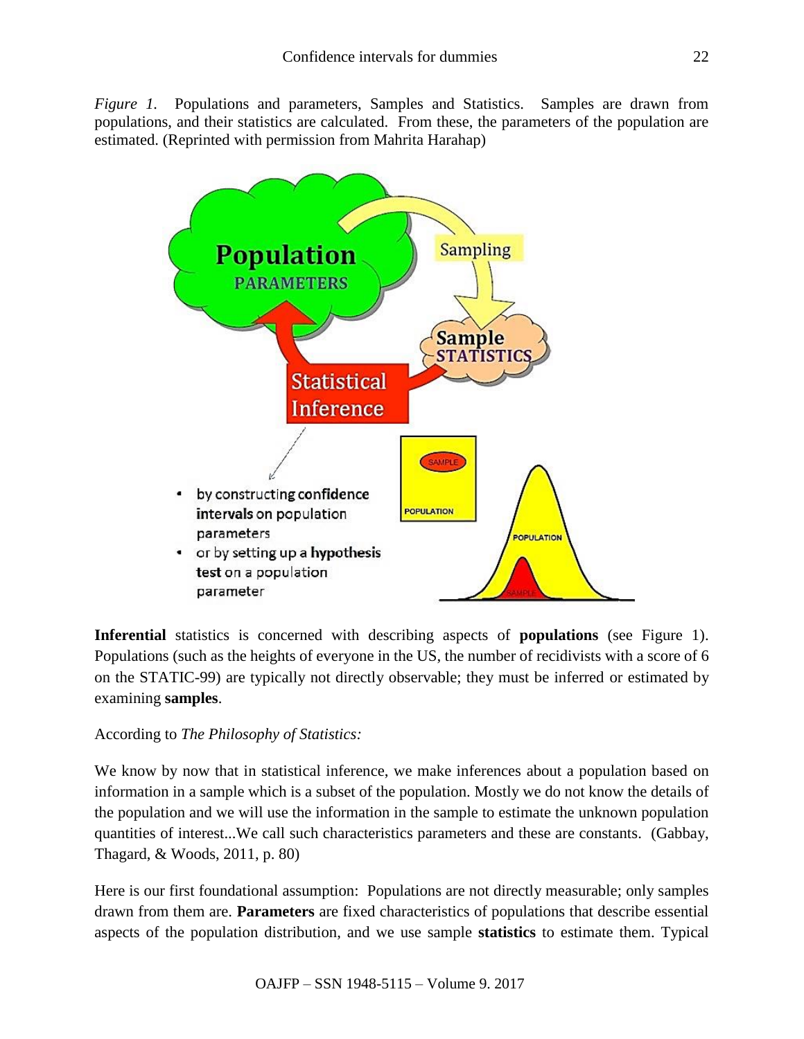*Figure 1.* Populations and parameters, Samples and Statistics. Samples are drawn from populations, and their statistics are calculated. From these, the parameters of the population are estimated. (Reprinted with permission from Mahrita Harahap)

**Inferential** statistics is concerned with describing aspects of **populations** (see Figure 1). Populations (such as the heights of everyone in the US, the number of recidivists with a score of 6 on the STATIC-99) are typically not directly observable; they must be inferred or estimated by examining **samples**.

According to *The Philosophy of Statistics:*

We know by now that in statistical inference, we make inferences about a population based on information in a sample which is a subset of the population. Mostly we do not know the details of the population and we will use the information in the sample to estimate the unknown population quantities of interest...We call such characteristics parameters and these are constants. (Gabbay, Thagard, & Woods, 2011, p. 80)

Here is our first foundational assumption: Populations are not directly measurable; only samples drawn from them are. **Parameters** are fixed characteristics of populations that describe essential aspects of the population distribution, and we use sample **statistics** to estimate them. Typical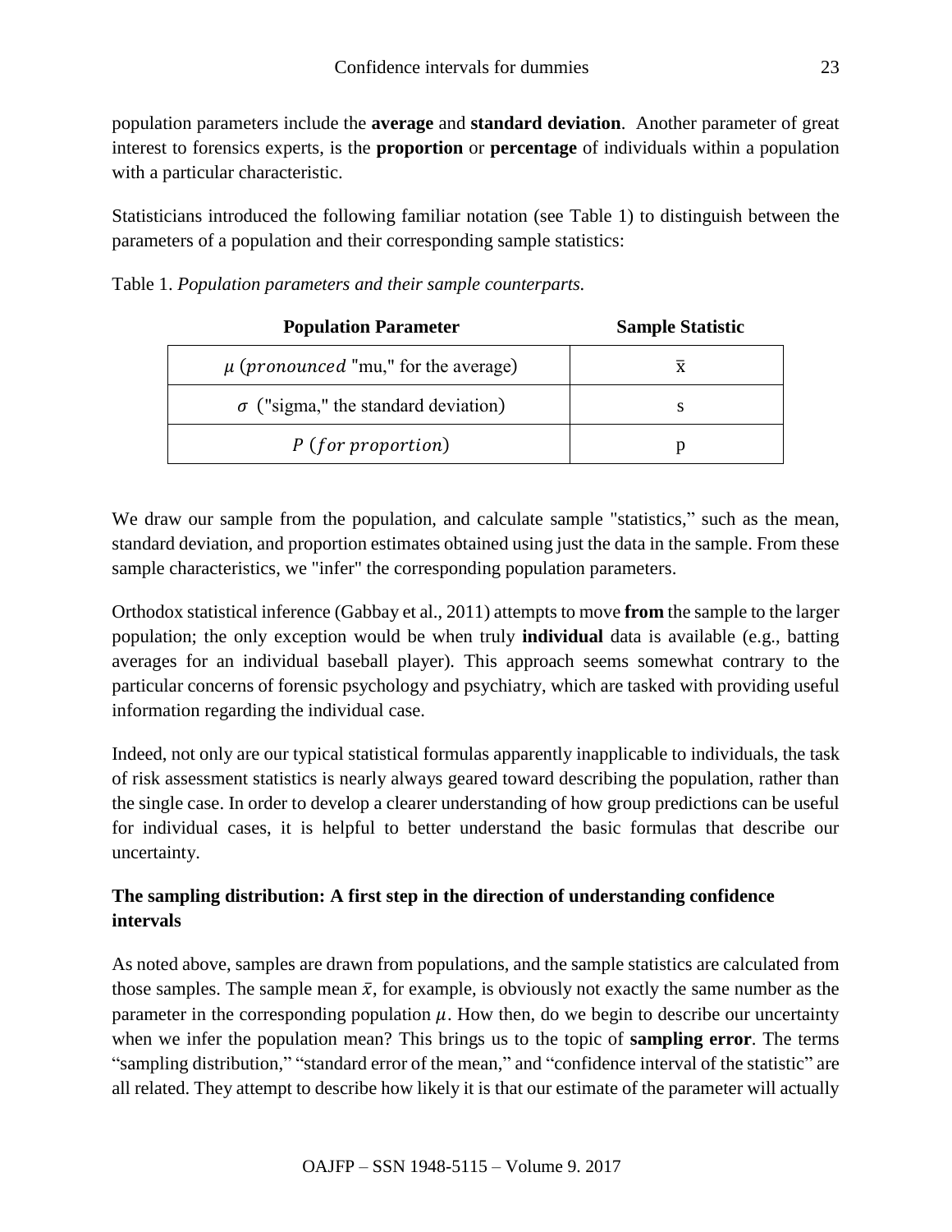population parameters include the **average** and **standard deviation**. Another parameter of great interest to forensics experts, is the **proportion** or **percentage** of individuals within a population with a particular characteristic.

Statisticians introduced the following familiar notation (see Table 1) to distinguish between the parameters of a population and their corresponding sample statistics:

Table 1. *Population parameters and their sample counterparts.*

| **Population Parameter** | **Sample Statistic** |
|---|---|
| $\mu$ (*pronounced* "mu," for the average) | $\bar{x}$ |
| $\sigma$ ("sigma," the standard deviation) | s |
| $P$ (*for proportion*) | p |

We draw our sample from the population, and calculate sample "statistics," such as the mean, standard deviation, and proportion estimates obtained using just the data in the sample. From these sample characteristics, we "infer" the corresponding population parameters.

Orthodox statistical inference (Gabbay et al., 2011) attempts to move **from** the sample to the larger population; the only exception would be when truly **individual** data is available (e.g., batting averages for an individual baseball player). This approach seems somewhat contrary to the particular concerns of forensic psychology and psychiatry, which are tasked with providing useful information regarding the individual case.

Indeed, not only are our typical statistical formulas apparently inapplicable to individuals, the task of risk assessment statistics is nearly always geared toward describing the population, rather than the single case. In order to develop a clearer understanding of how group predictions can be useful for individual cases, it is helpful to better understand the basic formulas that describe our uncertainty.

## The sampling distribution: A first step in the direction of understanding confidence intervals

As noted above, samples are drawn from populations, and the sample statistics are calculated from those samples. The sample mean $\bar{x}$, for example, is obviously not exactly the same number as the parameter in the corresponding population $\mu$. How then, do we begin to describe our uncertainty when we infer the population mean? This brings us to the topic of **sampling error**. The terms "sampling distribution," "standard error of the mean," and "confidence interval of the statistic" are all related. They attempt to describe how likely it is that our estimate of the parameter will actually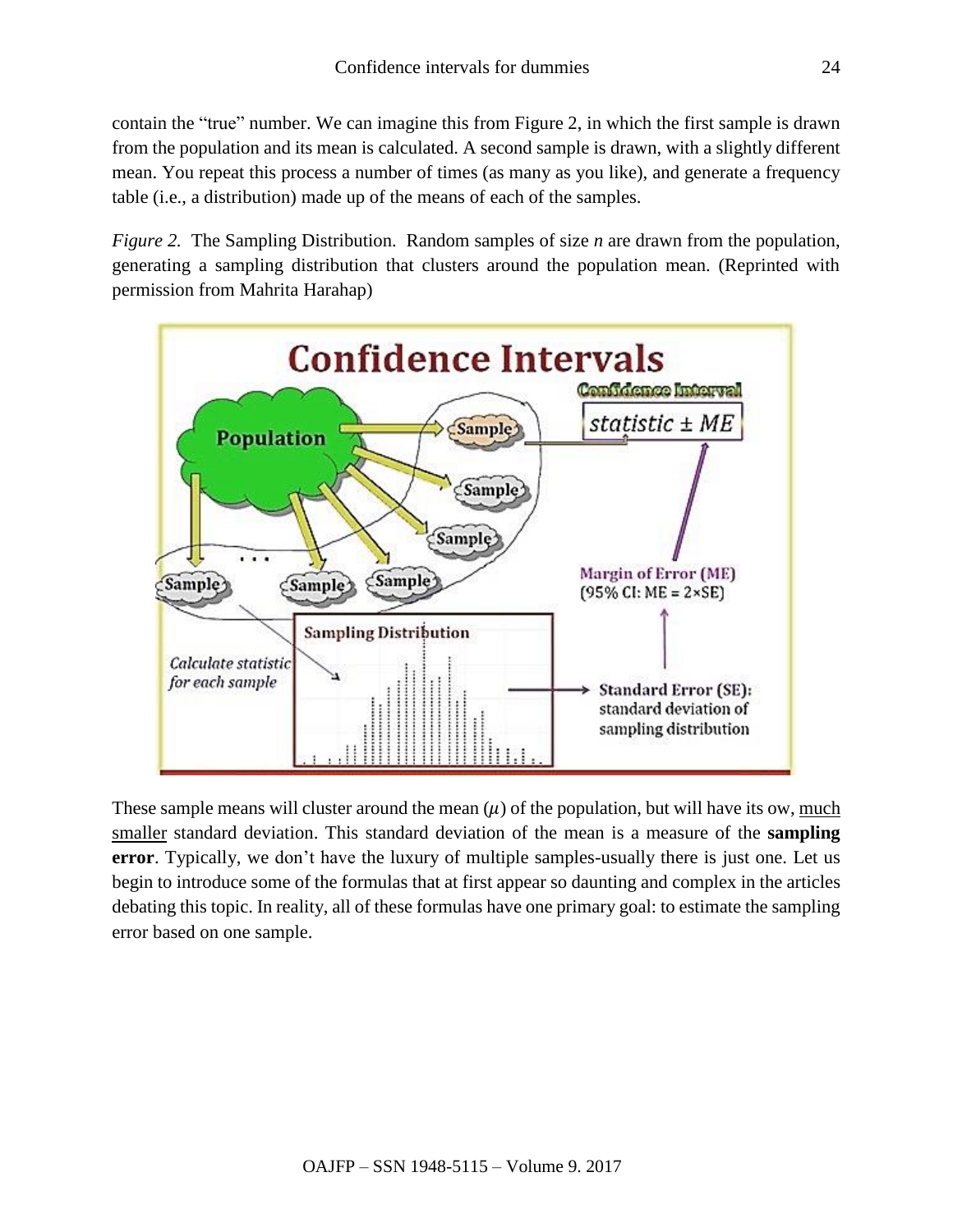contain the "true" number. We can imagine this from Figure 2, in which the first sample is drawn from the population and its mean is calculated. A second sample is drawn, with a slightly different mean. You repeat this process a number of times (as many as you like), and generate a frequency table (i.e., a distribution) made up of the means of each of the samples.

*Figure 2.* The Sampling Distribution. Random samples of size *n* are drawn from the population, generating a sampling distribution that clusters around the population mean. (Reprinted with permission from Mahrita Harahap)

These sample means will cluster around the mean ($\mu$) of the population, but will have its ow, <u>much smaller</u> standard deviation. This standard deviation of the mean is a measure of the **sampling error**. Typically, we don't have the luxury of multiple samples-usually there is just one. Let us begin to introduce some of the formulas that at first appear so daunting and complex in the articles debating this topic. In reality, all of these formulas have one primary goal: to estimate the sampling error based on one sample.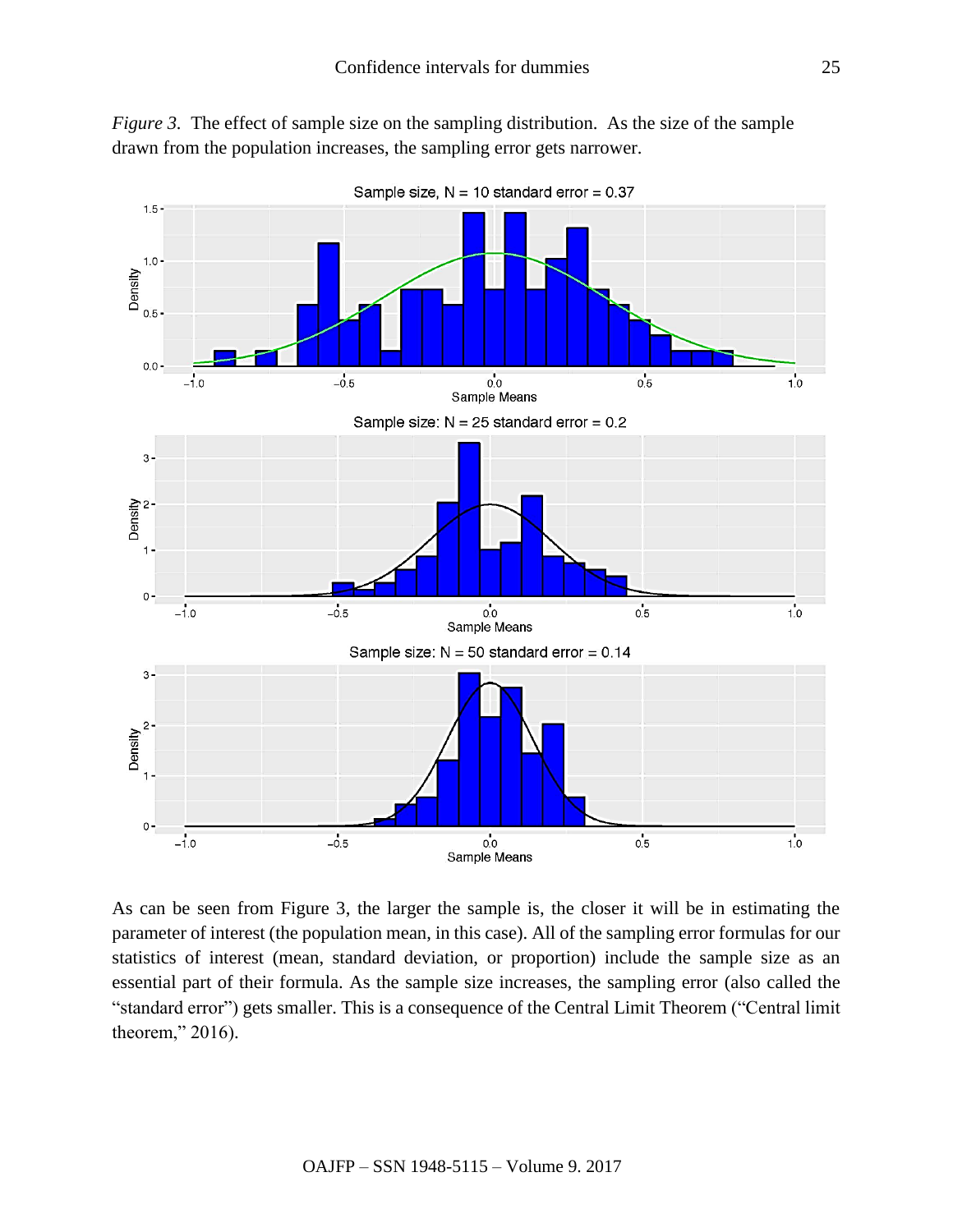*Figure 3.* The effect of sample size on the sampling distribution. As the size of the sample drawn from the population increases, the sampling error gets narrower.

As can be seen from Figure 3, the larger the sample is, the closer it will be in estimating the parameter of interest (the population mean, in this case). All of the sampling error formulas for our statistics of interest (mean, standard deviation, or proportion) include the sample size as an essential part of their formula. As the sample size increases, the sampling error (also called the "standard error") gets smaller. This is a consequence of the Central Limit Theorem ("Central limit theorem," 2016).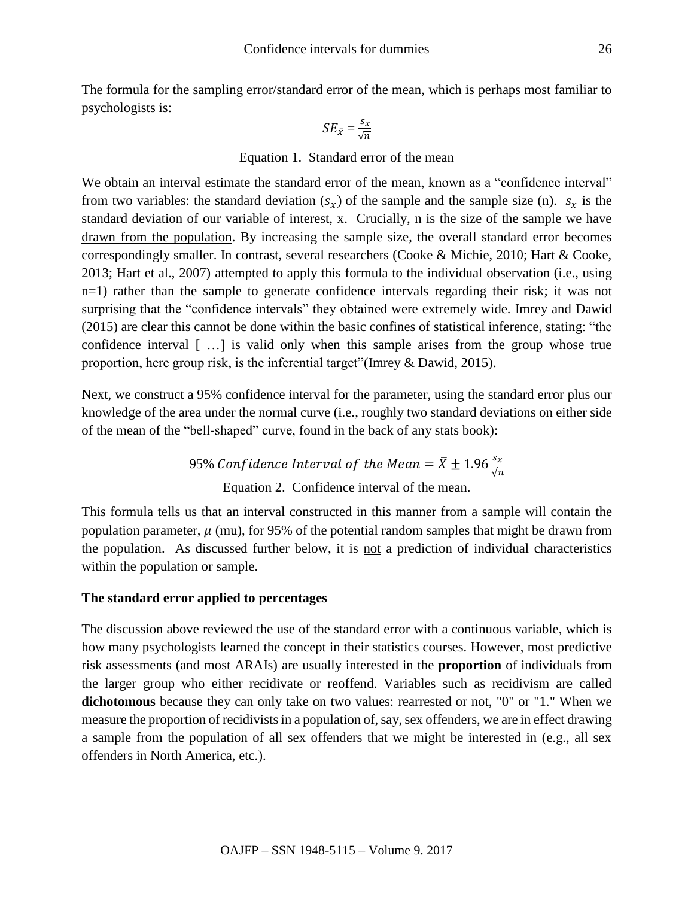The formula for the sampling error/standard error of the mean, which is perhaps most familiar to psychologists is:

$$SE_{\bar{x}} = \frac{s_x}{\sqrt{n}}$$

Equation 1. Standard error of the mean

We obtain an interval estimate the standard error of the mean, known as a "confidence interval" from two variables: the standard deviation ($s_x$) of the sample and the sample size (n). $s_x$ is the standard deviation of our variable of interest, x. Crucially, n is the size of the sample we have drawn from the population. By increasing the sample size, the overall standard error becomes correspondingly smaller. In contrast, several researchers (Cooke & Michie, 2010; Hart & Cooke, 2013; Hart et al., 2007) attempted to apply this formula to the individual observation (i.e., using n=1) rather than the sample to generate confidence intervals regarding their risk; it was not surprising that the "confidence intervals" they obtained were extremely wide. Imrey and Dawid (2015) are clear this cannot be done within the basic confines of statistical inference, stating: "the confidence interval [ …] is valid only when this sample arises from the group whose true proportion, here group risk, is the inferential target"(Imrey & Dawid, 2015).

Next, we construct a 95% confidence interval for the parameter, using the standard error plus our knowledge of the area under the normal curve (i.e., roughly two standard deviations on either side of the mean of the "bell-shaped" curve, found in the back of any stats book):

$$95\%\ Confidence\ Interval\ of\ the\ Mean = \bar{X} \pm 1.96\frac{s_x}{\sqrt{n}}$$

Equation 2. Confidence interval of the mean.

This formula tells us that an interval constructed in this manner from a sample will contain the population parameter, $\mu$ (mu), for 95% of the potential random samples that might be drawn from the population. As discussed further below, it is not a prediction of individual characteristics within the population or sample.

**The standard error applied to percentages**

The discussion above reviewed the use of the standard error with a continuous variable, which is how many psychologists learned the concept in their statistics courses. However, most predictive risk assessments (and most ARAIs) are usually interested in the **proportion** of individuals from the larger group who either recidivate or reoffend. Variables such as recidivism are called **dichotomous** because they can only take on two values: rearrested or not, "0" or "1." When we measure the proportion of recidivists in a population of, say, sex offenders, we are in effect drawing a sample from the population of all sex offenders that we might be interested in (e.g., all sex offenders in North America, etc.).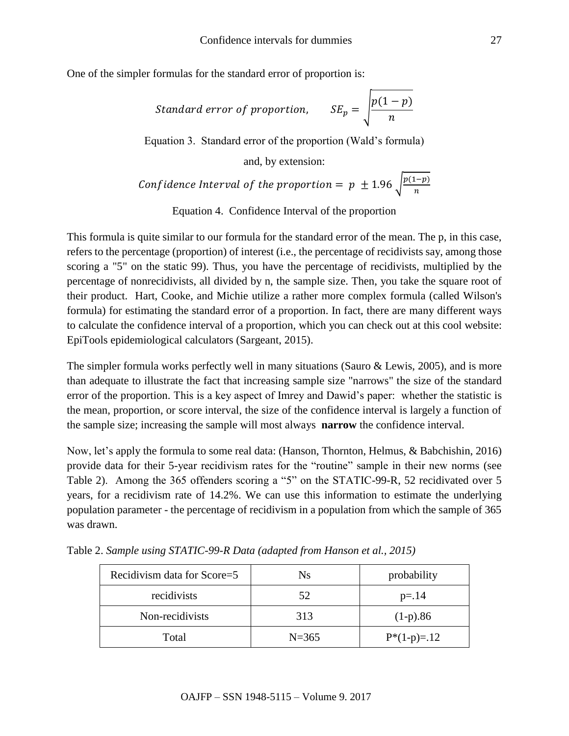One of the simpler formulas for the standard error of proportion is:

$$Standard\ error\ of\ proportion, \qquad SE_p = \sqrt{\frac{p(1-p)}{n}}$$

Equation 3. Standard error of the proportion (Wald's formula)

and, by extension:

$$Confidence\ Interval\ of\ the\ proportion = p \pm 1.96\sqrt{\frac{p(1-p)}{n}}$$

Equation 4. Confidence Interval of the proportion

This formula is quite similar to our formula for the standard error of the mean. The p, in this case, refers to the percentage (proportion) of interest (i.e., the percentage of recidivists say, among those scoring a "5" on the static 99). Thus, you have the percentage of recidivists, multiplied by the percentage of nonrecidivists, all divided by n, the sample size. Then, you take the square root of their product. Hart, Cooke, and Michie utilize a rather more complex formula (called Wilson's formula) for estimating the standard error of a proportion. In fact, there are many different ways to calculate the confidence interval of a proportion, which you can check out at this cool website: EpiTools epidemiological calculators (Sargeant, 2015).

The simpler formula works perfectly well in many situations (Sauro & Lewis, 2005), and is more than adequate to illustrate the fact that increasing sample size "narrows" the size of the standard error of the proportion. This is a key aspect of Imrey and Dawid's paper: whether the statistic is the mean, proportion, or score interval, the size of the confidence interval is largely a function of the sample size; increasing the sample will most always **narrow** the confidence interval.

Now, let's apply the formula to some real data: (Hanson, Thornton, Helmus, & Babchishin, 2016) provide data for their 5-year recidivism rates for the "routine" sample in their new norms (see Table 2). Among the 365 offenders scoring a "5" on the STATIC-99-R, 52 recidivated over 5 years, for a recidivism rate of 14.2%. We can use this information to estimate the underlying population parameter - the percentage of recidivism in a population from which the sample of 365 was drawn.

Table 2. *Sample using STATIC-99-R Data (adapted from Hanson et al., 2015)*

| Recidivism data for Score=5 | Ns | probability |
|---|---|---|
| recidivists | 52 | p=.14 |
| Non-recidivists | 313 | (1-p).86 |
| Total | N=365 | P*(1-p)=.12 |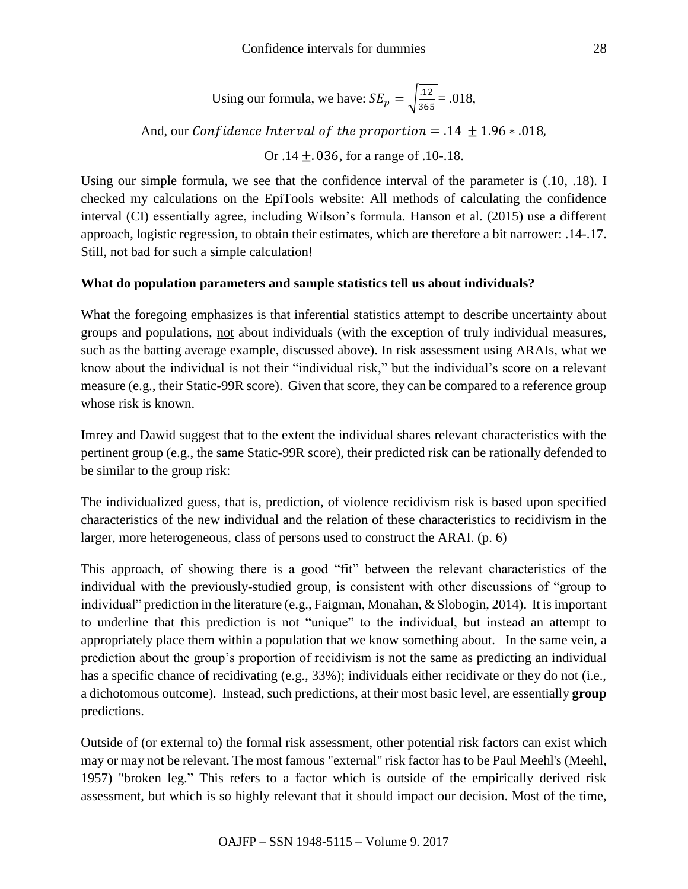Using our formula, we have: $SE_p = \sqrt{\frac{.12}{365}} = .018$,

And, our $Confidence\ Interval\ of\ the\ proportion = .14 \pm 1.96 * .018$,

Or $.14 \pm .036$, for a range of .10-.18.

Using our simple formula, we see that the confidence interval of the parameter is (.10, .18). I checked my calculations on the EpiTools website: All methods of calculating the confidence interval (CI) essentially agree, including Wilson's formula. Hanson et al. (2015) use a different approach, logistic regression, to obtain their estimates, which are therefore a bit narrower: .14-.17. Still, not bad for such a simple calculation!

**What do population parameters and sample statistics tell us about individuals?**

What the foregoing emphasizes is that inferential statistics attempt to describe uncertainty about groups and populations, not about individuals (with the exception of truly individual measures, such as the batting average example, discussed above). In risk assessment using ARAIs, what we know about the individual is not their "individual risk," but the individual's score on a relevant measure (e.g., their Static-99R score). Given that score, they can be compared to a reference group whose risk is known.

Imrey and Dawid suggest that to the extent the individual shares relevant characteristics with the pertinent group (e.g., the same Static-99R score), their predicted risk can be rationally defended to be similar to the group risk:

The individualized guess, that is, prediction, of violence recidivism risk is based upon specified characteristics of the new individual and the relation of these characteristics to recidivism in the larger, more heterogeneous, class of persons used to construct the ARAI. (p. 6)

This approach, of showing there is a good "fit" between the relevant characteristics of the individual with the previously-studied group, is consistent with other discussions of "group to individual" prediction in the literature (e.g., Faigman, Monahan, & Slobogin, 2014). It is important to underline that this prediction is not "unique" to the individual, but instead an attempt to appropriately place them within a population that we know something about. In the same vein, a prediction about the group's proportion of recidivism is not the same as predicting an individual has a specific chance of recidivating (e.g., 33%); individuals either recidivate or they do not (i.e., a dichotomous outcome). Instead, such predictions, at their most basic level, are essentially **group** predictions.

Outside of (or external to) the formal risk assessment, other potential risk factors can exist which may or may not be relevant. The most famous "external" risk factor has to be Paul Meehl's (Meehl, 1957) "broken leg." This refers to a factor which is outside of the empirically derived risk assessment, but which is so highly relevant that it should impact our decision. Most of the time,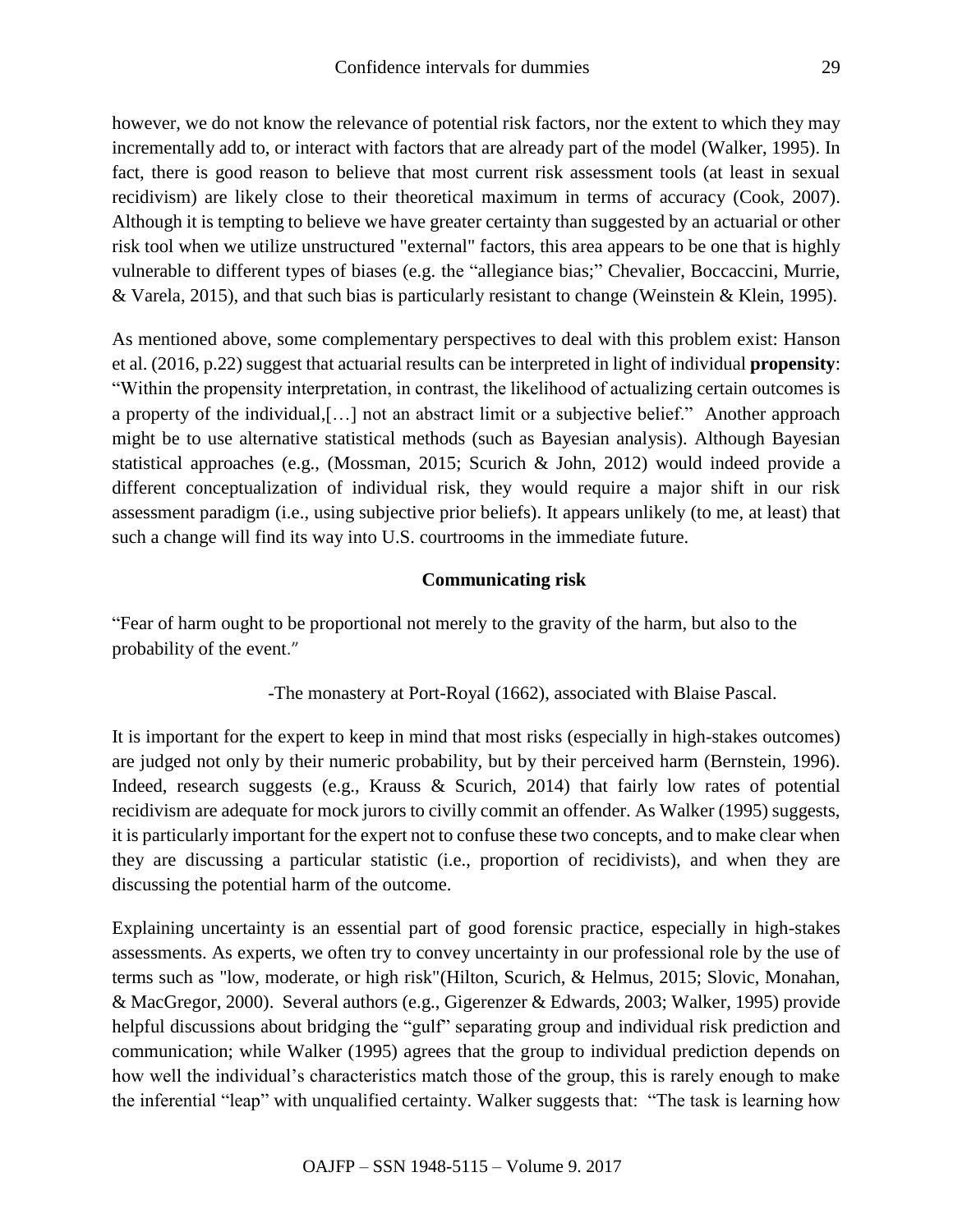however, we do not know the relevance of potential risk factors, nor the extent to which they may incrementally add to, or interact with factors that are already part of the model (Walker, 1995). In fact, there is good reason to believe that most current risk assessment tools (at least in sexual recidivism) are likely close to their theoretical maximum in terms of accuracy (Cook, 2007). Although it is tempting to believe we have greater certainty than suggested by an actuarial or other risk tool when we utilize unstructured "external" factors, this area appears to be one that is highly vulnerable to different types of biases (e.g. the "allegiance bias;" Chevalier, Boccaccini, Murrie, & Varela, 2015), and that such bias is particularly resistant to change (Weinstein & Klein, 1995).

As mentioned above, some complementary perspectives to deal with this problem exist: Hanson et al. (2016, p.22) suggest that actuarial results can be interpreted in light of individual **propensity**: "Within the propensity interpretation, in contrast, the likelihood of actualizing certain outcomes is a property of the individual,[…] not an abstract limit or a subjective belief." Another approach might be to use alternative statistical methods (such as Bayesian analysis). Although Bayesian statistical approaches (e.g., (Mossman, 2015; Scurich & John, 2012) would indeed provide a different conceptualization of individual risk, they would require a major shift in our risk assessment paradigm (i.e., using subjective prior beliefs). It appears unlikely (to me, at least) that such a change will find its way into U.S. courtrooms in the immediate future.

## Communicating risk

"Fear of harm ought to be proportional not merely to the gravity of the harm, but also to the probability of the event."

-The monastery at Port-Royal (1662), associated with Blaise Pascal.

It is important for the expert to keep in mind that most risks (especially in high-stakes outcomes) are judged not only by their numeric probability, but by their perceived harm (Bernstein, 1996). Indeed, research suggests (e.g., Krauss & Scurich, 2014) that fairly low rates of potential recidivism are adequate for mock jurors to civilly commit an offender. As Walker (1995) suggests, it is particularly important for the expert not to confuse these two concepts, and to make clear when they are discussing a particular statistic (i.e., proportion of recidivists), and when they are discussing the potential harm of the outcome.

Explaining uncertainty is an essential part of good forensic practice, especially in high-stakes assessments. As experts, we often try to convey uncertainty in our professional role by the use of terms such as "low, moderate, or high risk"(Hilton, Scurich, & Helmus, 2015; Slovic, Monahan, & MacGregor, 2000). Several authors (e.g., Gigerenzer & Edwards, 2003; Walker, 1995) provide helpful discussions about bridging the "gulf" separating group and individual risk prediction and communication; while Walker (1995) agrees that the group to individual prediction depends on how well the individual's characteristics match those of the group, this is rarely enough to make the inferential "leap" with unqualified certainty. Walker suggests that: "The task is learning how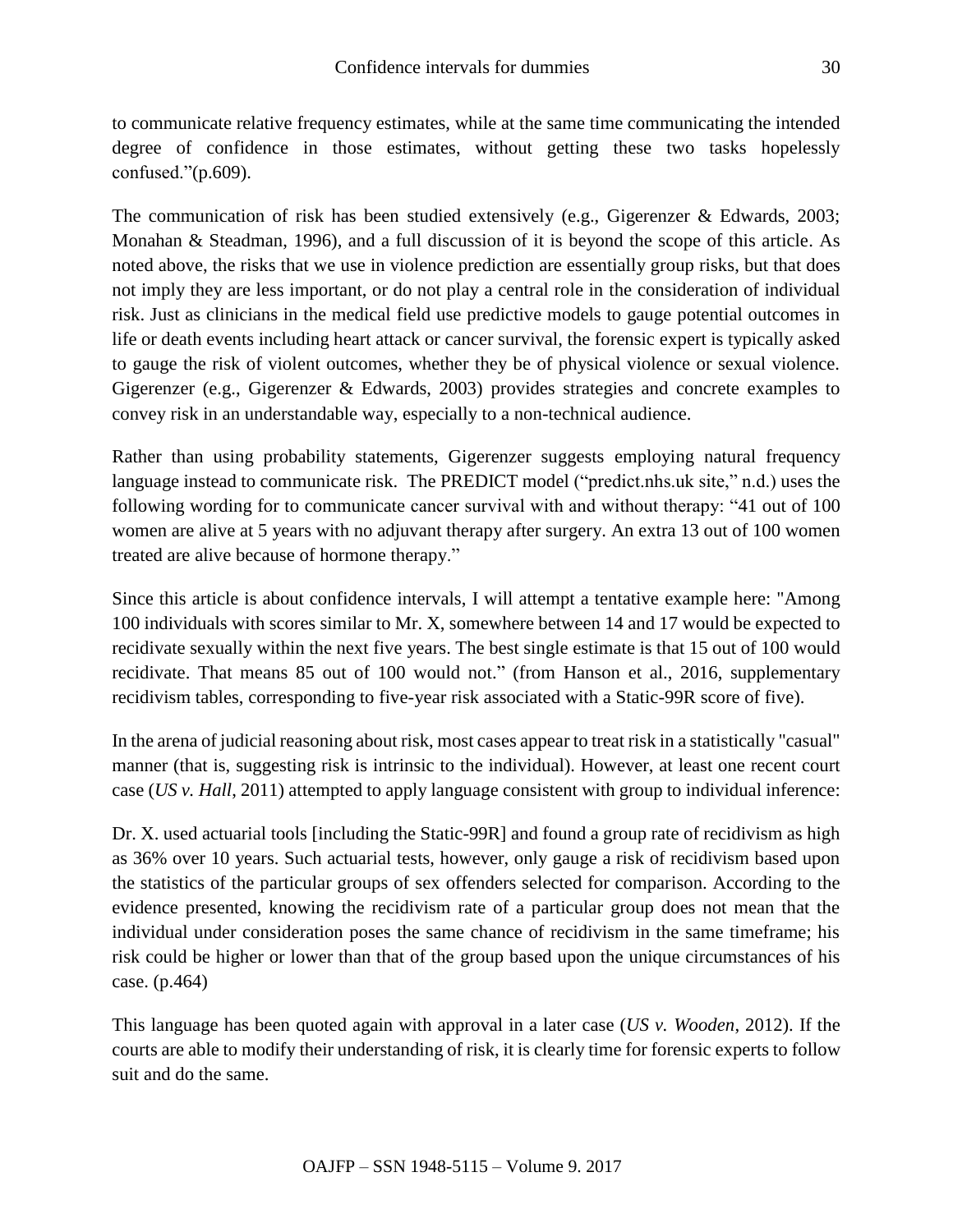to communicate relative frequency estimates, while at the same time communicating the intended degree of confidence in those estimates, without getting these two tasks hopelessly confused."(p.609).

The communication of risk has been studied extensively (e.g., Gigerenzer & Edwards, 2003; Monahan & Steadman, 1996), and a full discussion of it is beyond the scope of this article. As noted above, the risks that we use in violence prediction are essentially group risks, but that does not imply they are less important, or do not play a central role in the consideration of individual risk. Just as clinicians in the medical field use predictive models to gauge potential outcomes in life or death events including heart attack or cancer survival, the forensic expert is typically asked to gauge the risk of violent outcomes, whether they be of physical violence or sexual violence. Gigerenzer (e.g., Gigerenzer & Edwards, 2003) provides strategies and concrete examples to convey risk in an understandable way, especially to a non-technical audience.

Rather than using probability statements, Gigerenzer suggests employing natural frequency language instead to communicate risk. The PREDICT model ("predict.nhs.uk site," n.d.) uses the following wording for to communicate cancer survival with and without therapy: "41 out of 100 women are alive at 5 years with no adjuvant therapy after surgery. An extra 13 out of 100 women treated are alive because of hormone therapy."

Since this article is about confidence intervals, I will attempt a tentative example here: "Among 100 individuals with scores similar to Mr. X, somewhere between 14 and 17 would be expected to recidivate sexually within the next five years. The best single estimate is that 15 out of 100 would recidivate. That means 85 out of 100 would not." (from Hanson et al., 2016, supplementary recidivism tables, corresponding to five-year risk associated with a Static-99R score of five).

In the arena of judicial reasoning about risk, most cases appear to treat risk in a statistically "casual" manner (that is, suggesting risk is intrinsic to the individual). However, at least one recent court case (*US v. Hall*, 2011) attempted to apply language consistent with group to individual inference:

Dr. X. used actuarial tools [including the Static-99R] and found a group rate of recidivism as high as 36% over 10 years. Such actuarial tests, however, only gauge a risk of recidivism based upon the statistics of the particular groups of sex offenders selected for comparison. According to the evidence presented, knowing the recidivism rate of a particular group does not mean that the individual under consideration poses the same chance of recidivism in the same timeframe; his risk could be higher or lower than that of the group based upon the unique circumstances of his case. (p.464)

This language has been quoted again with approval in a later case (*US v. Wooden*, 2012). If the courts are able to modify their understanding of risk, it is clearly time for forensic experts to follow suit and do the same.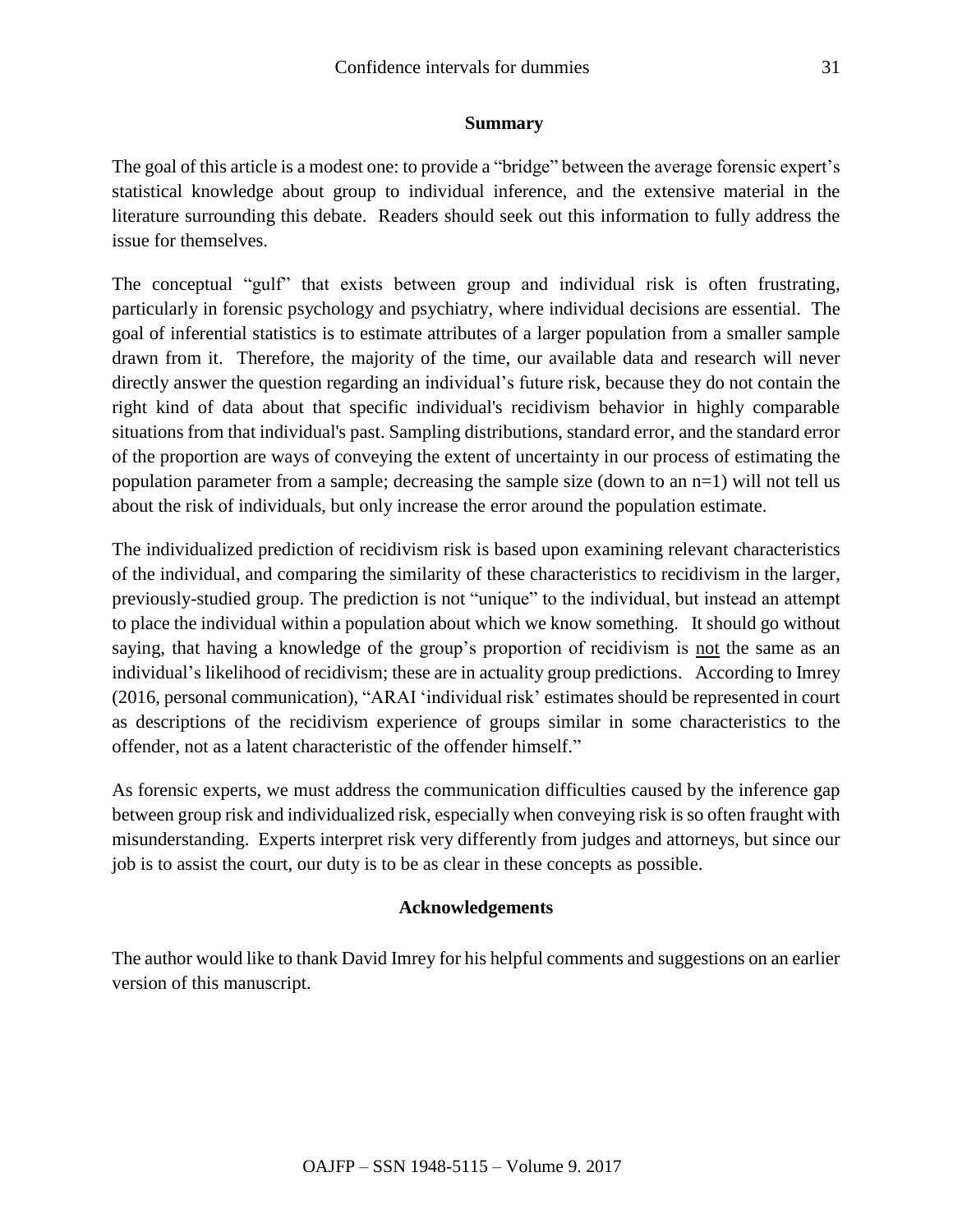## Summary

The goal of this article is a modest one: to provide a "bridge" between the average forensic expert's statistical knowledge about group to individual inference, and the extensive material in the literature surrounding this debate. Readers should seek out this information to fully address the issue for themselves.

The conceptual "gulf" that exists between group and individual risk is often frustrating, particularly in forensic psychology and psychiatry, where individual decisions are essential. The goal of inferential statistics is to estimate attributes of a larger population from a smaller sample drawn from it. Therefore, the majority of the time, our available data and research will never directly answer the question regarding an individual's future risk, because they do not contain the right kind of data about that specific individual's recidivism behavior in highly comparable situations from that individual's past. Sampling distributions, standard error, and the standard error of the proportion are ways of conveying the extent of uncertainty in our process of estimating the population parameter from a sample; decreasing the sample size (down to an $n=1$) will not tell us about the risk of individuals, but only increase the error around the population estimate.

The individualized prediction of recidivism risk is based upon examining relevant characteristics of the individual, and comparing the similarity of these characteristics to recidivism in the larger, previously-studied group. The prediction is not "unique" to the individual, but instead an attempt to place the individual within a population about which we know something. It should go without saying, that having a knowledge of the group's proportion of recidivism is not the same as an individual's likelihood of recidivism; these are in actuality group predictions. According to Imrey (2016, personal communication), "ARAI 'individual risk' estimates should be represented in court as descriptions of the recidivism experience of groups similar in some characteristics to the offender, not as a latent characteristic of the offender himself."

As forensic experts, we must address the communication difficulties caused by the inference gap between group risk and individualized risk, especially when conveying risk is so often fraught with misunderstanding. Experts interpret risk very differently from judges and attorneys, but since our job is to assist the court, our duty is to be as clear in these concepts as possible.

## Acknowledgements

The author would like to thank David Imrey for his helpful comments and suggestions on an earlier version of this manuscript.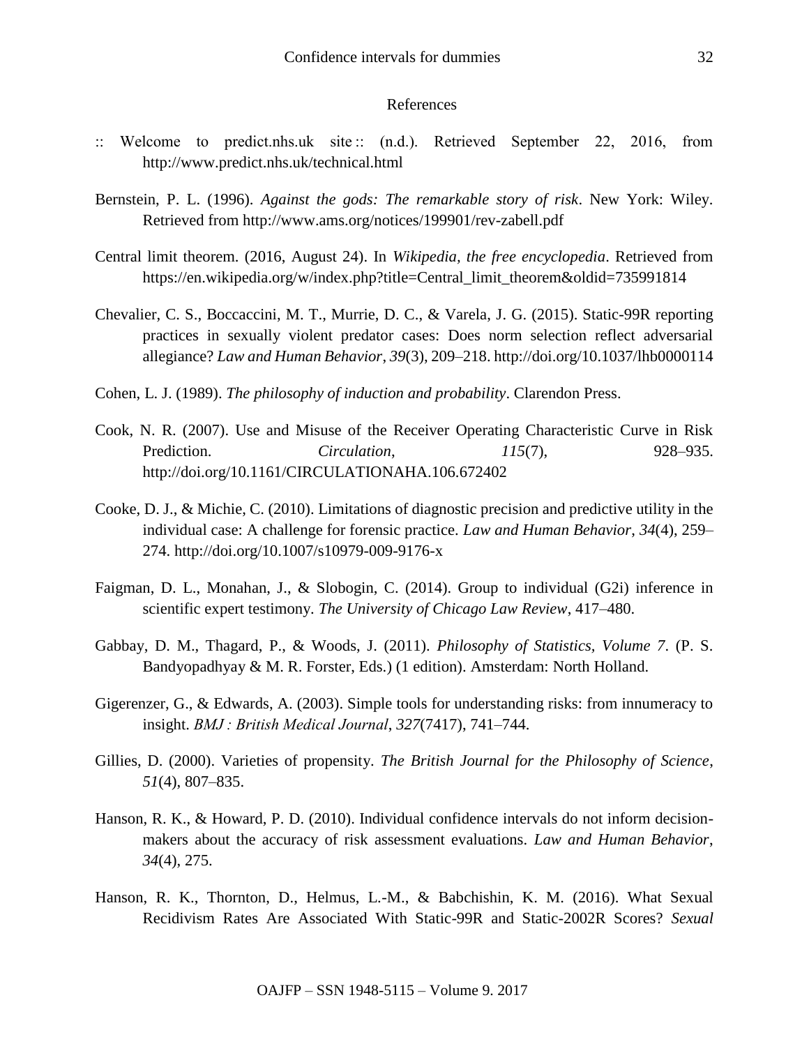# References

:: Welcome to predict.nhs.uk site :: (n.d.). Retrieved September 22, 2016, from http://www.predict.nhs.uk/technical.html

Bernstein, P. L. (1996). *Against the gods: The remarkable story of risk*. New York: Wiley. Retrieved from http://www.ams.org/notices/199901/rev-zabell.pdf

Central limit theorem. (2016, August 24). In *Wikipedia, the free encyclopedia*. Retrieved from https://en.wikipedia.org/w/index.php?title=Central_limit_theorem&oldid=735991814

Chevalier, C. S., Boccaccini, M. T., Murrie, D. C., & Varela, J. G. (2015). Static-99R reporting practices in sexually violent predator cases: Does norm selection reflect adversarial allegiance? *Law and Human Behavior*, *39*(3), 209–218. http://doi.org/10.1037/lhb0000114

Cohen, L. J. (1989). *The philosophy of induction and probability*. Clarendon Press.

Cook, N. R. (2007). Use and Misuse of the Receiver Operating Characteristic Curve in Risk Prediction. *Circulation*, *115*(7), 928–935. http://doi.org/10.1161/CIRCULATIONAHA.106.672402

Cooke, D. J., & Michie, C. (2010). Limitations of diagnostic precision and predictive utility in the individual case: A challenge for forensic practice. *Law and Human Behavior*, *34*(4), 259–274. http://doi.org/10.1007/s10979-009-9176-x

Faigman, D. L., Monahan, J., & Slobogin, C. (2014). Group to individual (G2i) inference in scientific expert testimony. *The University of Chicago Law Review*, 417–480.

Gabbay, D. M., Thagard, P., & Woods, J. (2011). *Philosophy of Statistics, Volume 7*. (P. S. Bandyopadhyay & M. R. Forster, Eds.) (1 edition). Amsterdam: North Holland.

Gigerenzer, G., & Edwards, A. (2003). Simple tools for understanding risks: from innumeracy to insight. *BMJ : British Medical Journal*, *327*(7417), 741–744.

Gillies, D. (2000). Varieties of propensity. *The British Journal for the Philosophy of Science*, *51*(4), 807–835.

Hanson, R. K., & Howard, P. D. (2010). Individual confidence intervals do not inform decision-makers about the accuracy of risk assessment evaluations. *Law and Human Behavior*, *34*(4), 275.

Hanson, R. K., Thornton, D., Helmus, L.-M., & Babchishin, K. M. (2016). What Sexual Recidivism Rates Are Associated With Static-99R and Static-2002R Scores? *Sexual*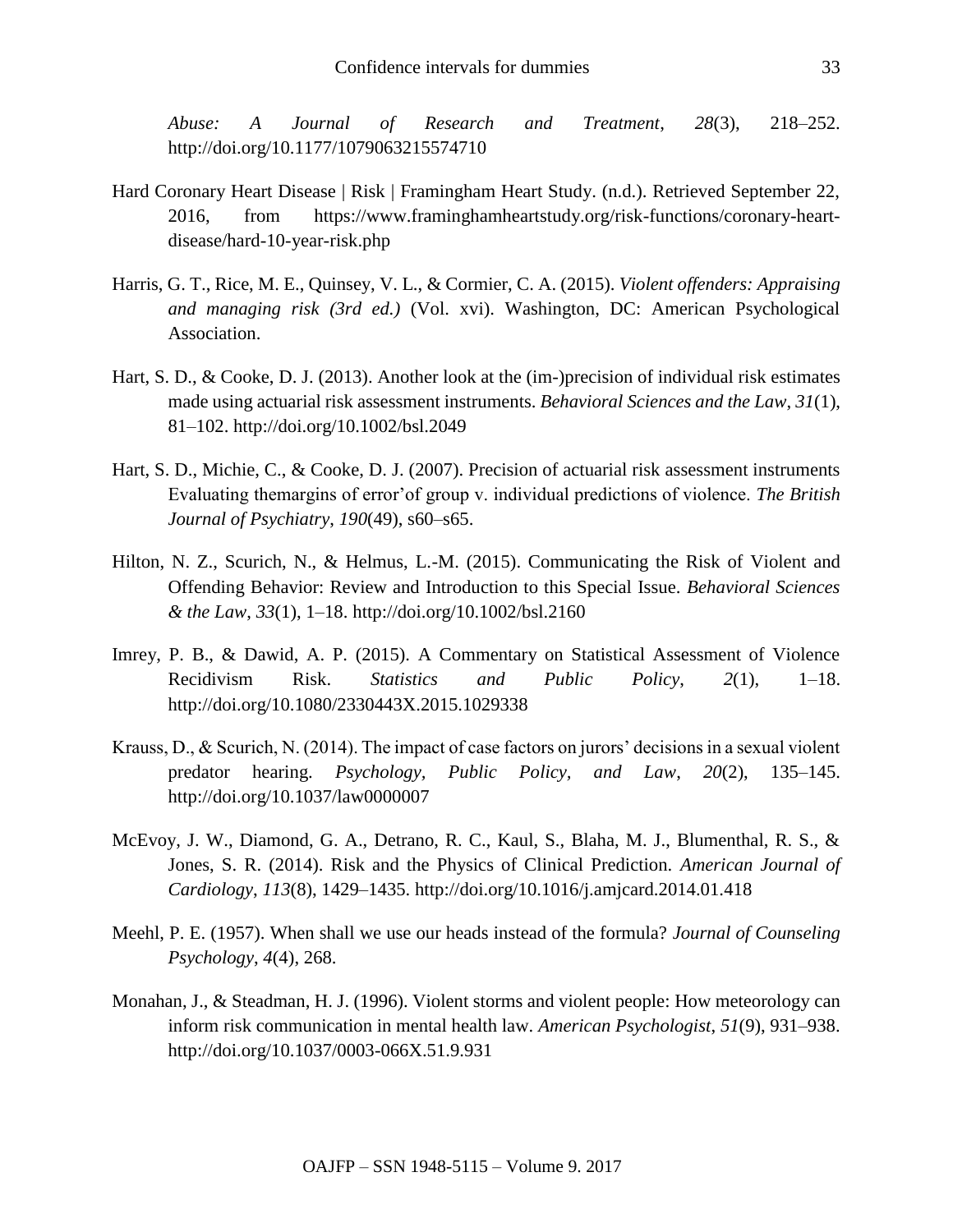*Abuse: A Journal of Research and Treatment*, *28*(3), 218–252. http://doi.org/10.1177/1079063215574710

Hard Coronary Heart Disease | Risk | Framingham Heart Study. (n.d.). Retrieved September 22, 2016, from https://www.framinghamheartstudy.org/risk-functions/coronary-heart-disease/hard-10-year-risk.php

Harris, G. T., Rice, M. E., Quinsey, V. L., & Cormier, C. A. (2015). *Violent offenders: Appraising and managing risk (3rd ed.)* (Vol. xvi). Washington, DC: American Psychological Association.

Hart, S. D., & Cooke, D. J. (2013). Another look at the (im-)precision of individual risk estimates made using actuarial risk assessment instruments. *Behavioral Sciences and the Law*, *31*(1), 81–102. http://doi.org/10.1002/bsl.2049

Hart, S. D., Michie, C., & Cooke, D. J. (2007). Precision of actuarial risk assessment instruments Evaluating themargins of error'of group v. individual predictions of violence. *The British Journal of Psychiatry*, *190*(49), s60–s65.

Hilton, N. Z., Scurich, N., & Helmus, L.-M. (2015). Communicating the Risk of Violent and Offending Behavior: Review and Introduction to this Special Issue. *Behavioral Sciences & the Law*, *33*(1), 1–18. http://doi.org/10.1002/bsl.2160

Imrey, P. B., & Dawid, A. P. (2015). A Commentary on Statistical Assessment of Violence Recidivism Risk. *Statistics and Public Policy*, *2*(1), 1–18. http://doi.org/10.1080/2330443X.2015.1029338

Krauss, D., & Scurich, N. (2014). The impact of case factors on jurors' decisions in a sexual violent predator hearing. *Psychology, Public Policy, and Law*, *20*(2), 135–145. http://doi.org/10.1037/law0000007

McEvoy, J. W., Diamond, G. A., Detrano, R. C., Kaul, S., Blaha, M. J., Blumenthal, R. S., & Jones, S. R. (2014). Risk and the Physics of Clinical Prediction. *American Journal of Cardiology*, *113*(8), 1429–1435. http://doi.org/10.1016/j.amjcard.2014.01.418

Meehl, P. E. (1957). When shall we use our heads instead of the formula? *Journal of Counseling Psychology*, *4*(4), 268.

Monahan, J., & Steadman, H. J. (1996). Violent storms and violent people: How meteorology can inform risk communication in mental health law. *American Psychologist*, *51*(9), 931–938. http://doi.org/10.1037/0003-066X.51.9.931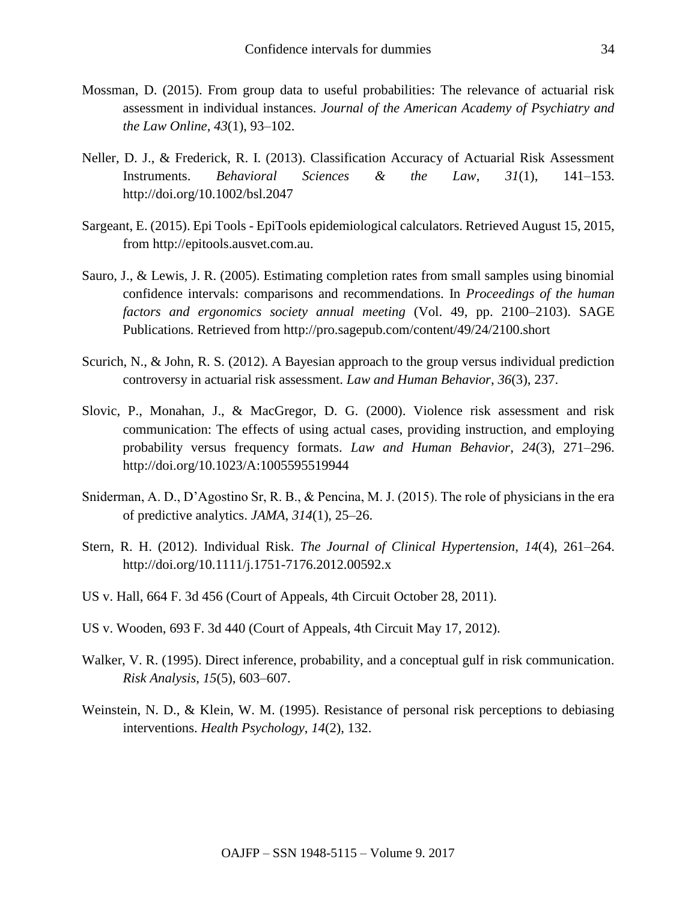Mossman, D. (2015). From group data to useful probabilities: The relevance of actuarial risk assessment in individual instances. *Journal of the American Academy of Psychiatry and the Law Online*, *43*(1), 93–102.

Neller, D. J., & Frederick, R. I. (2013). Classification Accuracy of Actuarial Risk Assessment Instruments. *Behavioral Sciences & the Law*, *31*(1), 141–153. http://doi.org/10.1002/bsl.2047

Sargeant, E. (2015). Epi Tools - EpiTools epidemiological calculators. Retrieved August 15, 2015, from http://epitools.ausvet.com.au.

Sauro, J., & Lewis, J. R. (2005). Estimating completion rates from small samples using binomial confidence intervals: comparisons and recommendations. In *Proceedings of the human factors and ergonomics society annual meeting* (Vol. 49, pp. 2100–2103). SAGE Publications. Retrieved from http://pro.sagepub.com/content/49/24/2100.short

Scurich, N., & John, R. S. (2012). A Bayesian approach to the group versus individual prediction controversy in actuarial risk assessment. *Law and Human Behavior*, *36*(3), 237.

Slovic, P., Monahan, J., & MacGregor, D. G. (2000). Violence risk assessment and risk communication: The effects of using actual cases, providing instruction, and employing probability versus frequency formats. *Law and Human Behavior*, *24*(3), 271–296. http://doi.org/10.1023/A:1005595519944

Sniderman, A. D., D'Agostino Sr, R. B., & Pencina, M. J. (2015). The role of physicians in the era of predictive analytics. *JAMA*, *314*(1), 25–26.

Stern, R. H. (2012). Individual Risk. *The Journal of Clinical Hypertension*, *14*(4), 261–264. http://doi.org/10.1111/j.1751-7176.2012.00592.x

US v. Hall, 664 F. 3d 456 (Court of Appeals, 4th Circuit October 28, 2011).

US v. Wooden, 693 F. 3d 440 (Court of Appeals, 4th Circuit May 17, 2012).

Walker, V. R. (1995). Direct inference, probability, and a conceptual gulf in risk communication. *Risk Analysis*, *15*(5), 603–607.

Weinstein, N. D., & Klein, W. M. (1995). Resistance of personal risk perceptions to debiasing interventions. *Health Psychology*, *14*(2), 132.